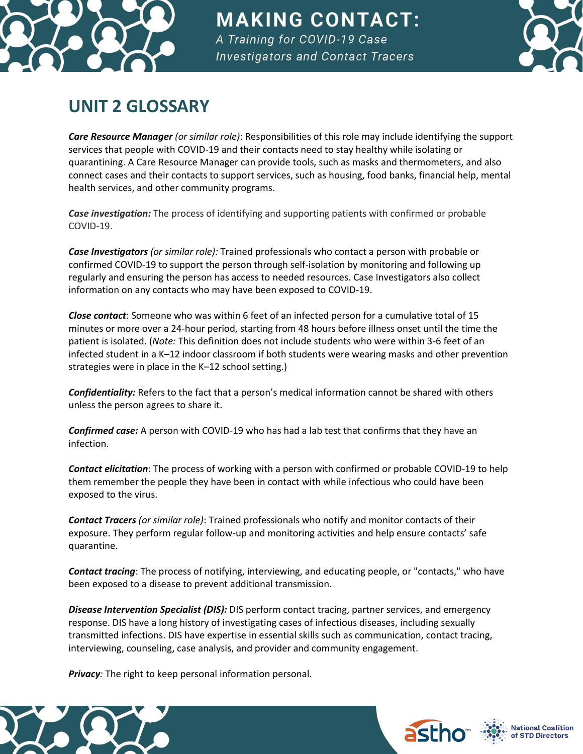# MAKING CONTACT:

*A Training for COVID-19 Case Investigators and Contact Tracers*

## UNIT 2 GLOSSARY

***Care Resource Manager** (or similar role)*: Responsibilities of this role may include identifying the support services that people with COVID-19 and their contacts need to stay healthy while isolating or quarantining. A Care Resource Manager can provide tools, such as masks and thermometers, and also connect cases and their contacts to support services, such as housing, food banks, financial help, mental health services, and other community programs.

***Case investigation:*** The process of identifying and supporting patients with confirmed or probable COVID-19.

***Case Investigators** (or similar role):* Trained professionals who contact a person with probable or confirmed COVID-19 to support the person through self-isolation by monitoring and following up regularly and ensuring the person has access to needed resources. Case Investigators also collect information on any contacts who may have been exposed to COVID-19.

***Close contact***: Someone who was within 6 feet of an infected person for a cumulative total of 15 minutes or more over a 24-hour period, starting from 48 hours before illness onset until the time the patient is isolated. (*Note:* This definition does not include students who were within 3-6 feet of an infected student in a K–12 indoor classroom if both students were wearing masks and other prevention strategies were in place in the K–12 school setting.)

***Confidentiality:*** Refers to the fact that a person's medical information cannot be shared with others unless the person agrees to share it.

***Confirmed case:*** A person with COVID-19 who has had a lab test that confirms that they have an infection.

***Contact elicitation***: The process of working with a person with confirmed or probable COVID-19 to help them remember the people they have been in contact with while infectious who could have been exposed to the virus.

***Contact Tracers** (or similar role)*: Trained professionals who notify and monitor contacts of their exposure. They perform regular follow-up and monitoring activities and help ensure contacts' safe quarantine.

***Contact tracing***: The process of notifying, interviewing, and educating people, or "contacts," who have been exposed to a disease to prevent additional transmission.

***Disease Intervention Specialist (DIS):*** DIS perform contact tracing, partner services, and emergency response. DIS have a long history of investigating cases of infectious diseases, including sexually transmitted infections. DIS have expertise in essential skills such as communication, contact tracing, interviewing, counseling, case analysis, and provider and community engagement.

***Privacy****:* The right to keep personal information personal.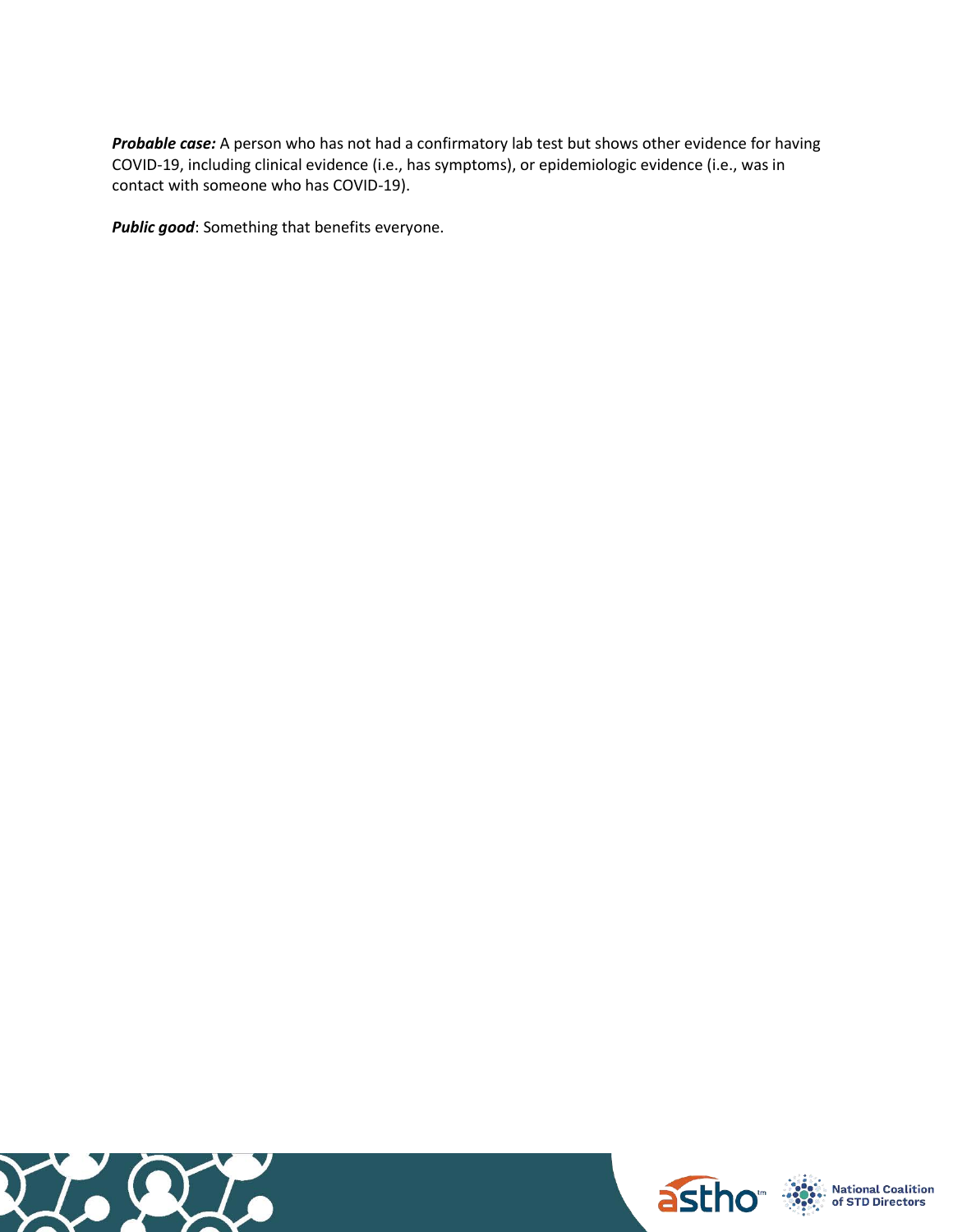***Probable case:*** A person who has not had a confirmatory lab test but shows other evidence for having COVID-19, including clinical evidence (i.e., has symptoms), or epidemiologic evidence (i.e., was in contact with someone who has COVID-19).

***Public good***: Something that benefits everyone.